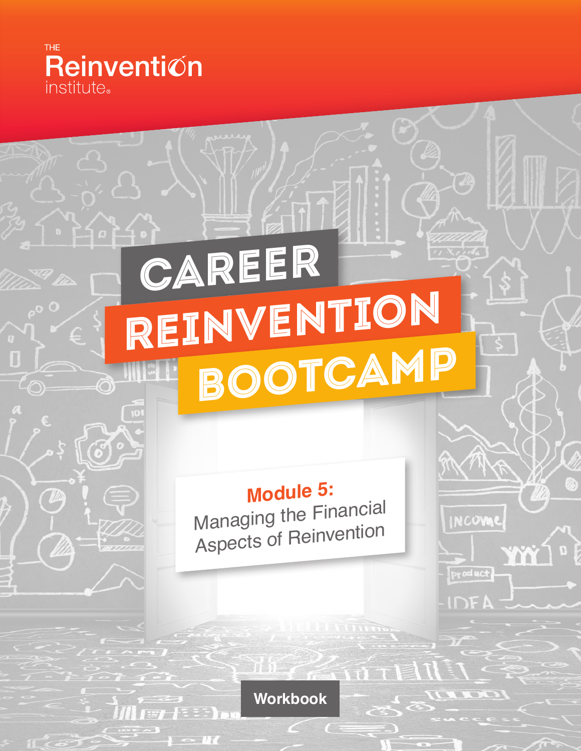THE Reinvention institute®

# CAREER REINVENTION BOOTCAMP

## Module 5:
Managing the Financial Aspects of Reinvention

Workbook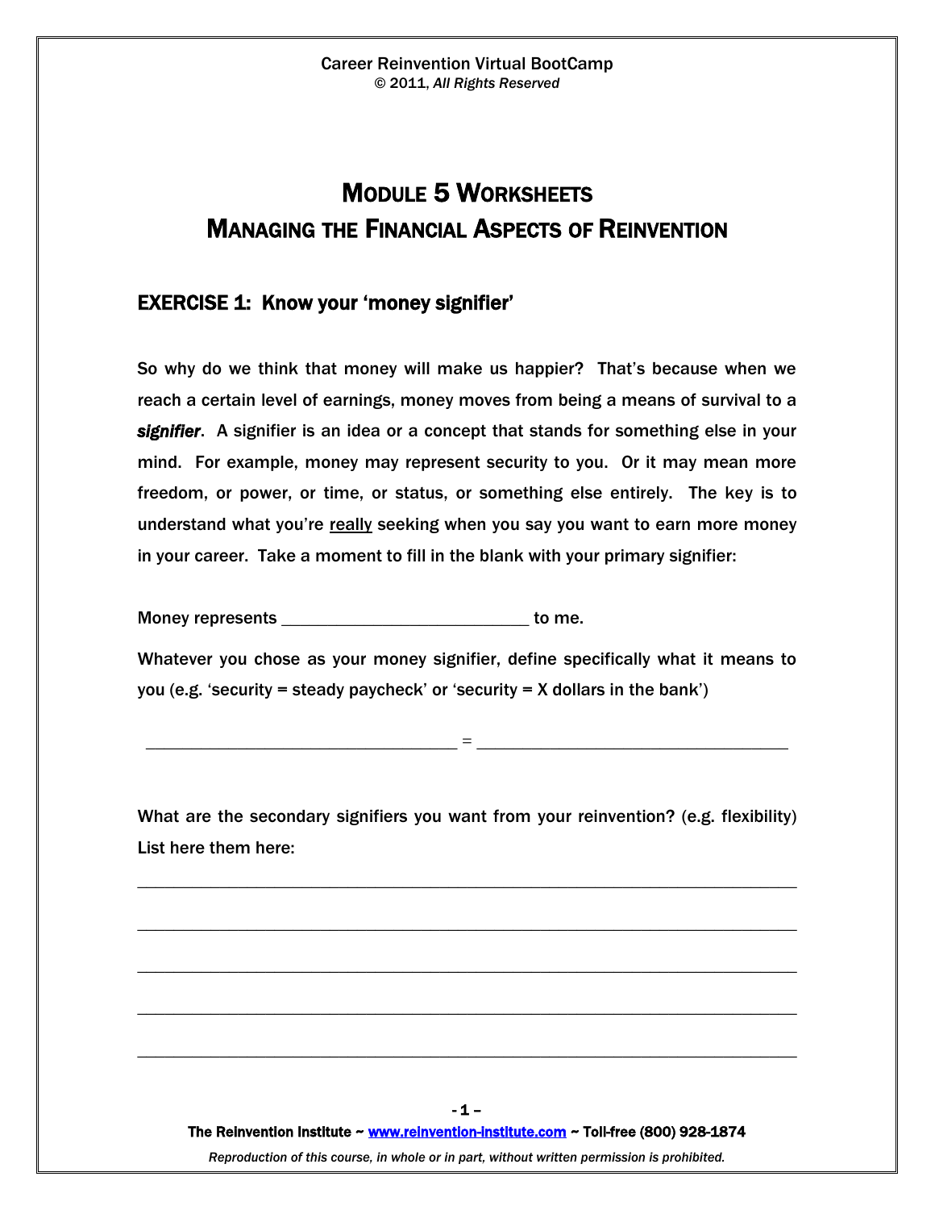# Module 5 Worksheets

# Managing the Financial Aspects of Reinvention

## EXERCISE 1: Know your 'money signifier'

So why do we think that money will make us happier? That's because when we reach a certain level of earnings, money moves from being a means of survival to a ***signifier***. A signifier is an idea or a concept that stands for something else in your mind. For example, money may represent security to you. Or it may mean more freedom, or power, or time, or status, or something else entirely. The key is to understand what you're <u>really</u> seeking when you say you want to earn more money in your career. Take a moment to fill in the blank with your primary signifier:

Money represents ___________________________ to me.

Whatever you chose as your money signifier, define specifically what it means to you (e.g. 'security = steady paycheck' or 'security = X dollars in the bank')

___________________________________ = ___________________________________

What are the secondary signifiers you want from your reinvention? (e.g. flexibility) List here them here:

_________________________________________________________________________

_________________________________________________________________________

_________________________________________________________________________

_________________________________________________________________________

_________________________________________________________________________

**The Reinvention Institute ~ www.reinvention-institute.com ~ Toll-free (800) 928-1874**

*Reproduction of this course, in whole or in part, without written permission is prohibited.*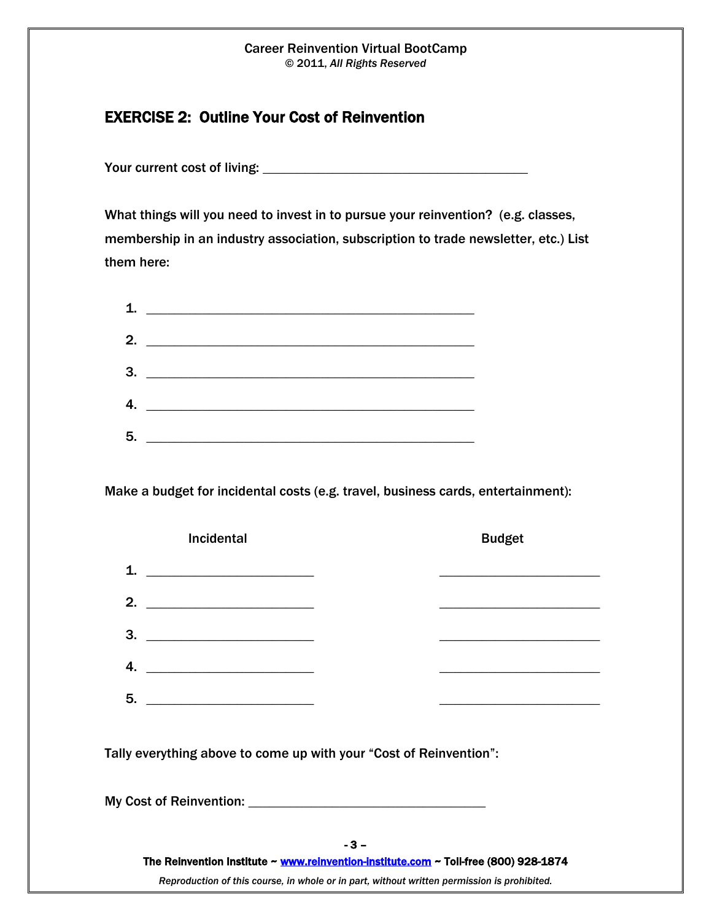## EXERCISE 2: Outline Your Cost of Reinvention

Your current cost of living: ________________________________________

What things will you need to invest in to pursue your reinvention? (e.g. classes, membership in an industry association, subscription to trade newsletter, etc.) List them here:

1. ____________________________________________
2. ____________________________________________
3. ____________________________________________
4. ____________________________________________
5. ____________________________________________

Make a budget for incidental costs (e.g. travel, business cards, entertainment):

| | Incidental | Budget |
|---|---|---|
| 1. | ______________________ | ______________________ |
| 2. | ______________________ | ______________________ |
| 3. | ______________________ | ______________________ |
| 4. | ______________________ | ______________________ |
| 5. | ______________________ | ______________________ |

Tally everything above to come up with your "Cost of Reinvention":

My Cost of Reinvention: ________________________________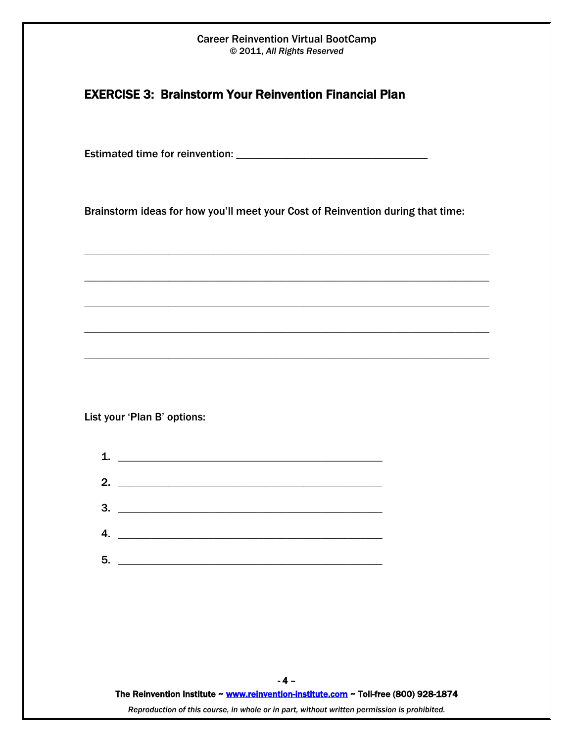## EXERCISE 3: Brainstorm Your Reinvention Financial Plan

Estimated time for reinvention: ___________________________________

Brainstorm ideas for how you'll meet your Cost of Reinvention during that time:

___________________________________________________________________________

___________________________________________________________________________

___________________________________________________________________________

___________________________________________________________________________

___________________________________________________________________________

List your 'Plan B' options:

1. ________________________________________________
2. ________________________________________________
3. ________________________________________________
4. ________________________________________________
5. ________________________________________________